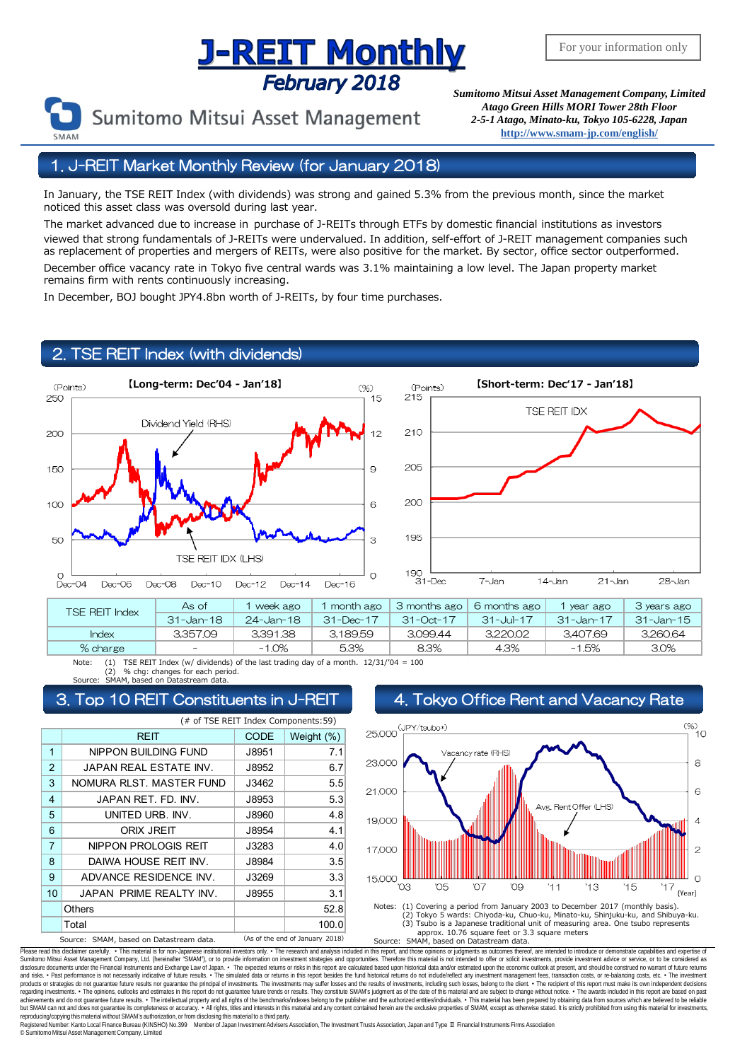# J-REIT Monthly

## February 2018

For your information only

Sumitomo Mitsui Asset Management

*Sumitomo Mitsui Asset Management Company, Limited*
*Atago Green Hills MORI Tower 28th Floor*
*2-5-1 Atago, Minato-ku, Tokyo 105-6228, Japan*
**http://www.smam-jp.com/english/**

## 1. J-REIT Market Monthly Review (for January 2018)

In January, the TSE REIT Index (with dividends) was strong and gained 5.3% from the previous month, since the market noticed this asset class was oversold during last year.

The market advanced due to increase in purchase of J-REITs through ETFs by domestic financial institutions as investors viewed that strong fundamentals of J-REITs were undervalued. In addition, self-effort of J-REIT management companies such as replacement of properties and mergers of REITs, were also positive for the market. By sector, office sector outperformed.

December office vacancy rate in Tokyo five central wards was 3.1% maintaining a low level. The Japan property market remains firm with rents continuously increasing.

In December, BOJ bought JPY4.8bn worth of J-REITs, by four time purchases.

## 2. TSE REIT Index (with dividends)

【Long-term: Dec'04 - Jan'18】

【Short-term: Dec'17 - Jan'18】

| TSE REIT Index | As of | 1 week ago | 1 month ago | 3 months ago | 6 months ago | 1 year ago | 3 years ago |
|---|---|---|---|---|---|---|---|
| | 31-Jan-18 | 24-Jan-18 | 31-Dec-17 | 31-Oct-17 | 31-Jul-17 | 31-Jan-17 | 31-Jan-15 |
| Index | 3,357.09 | 3,391.38 | 3,189.59 | 3,099.44 | 3,220.02 | 3,407.69 | 3,260.64 |
| % charge | - | -1.0% | 5.3% | 8.3% | 4.3% | -1.5% | 3.0% |

Note: (1) TSE REIT Index (w/ dividends) of the last trading day of a month. 12/31/'04 = 100
(2) % chg: changes for each period.
Source: SMAM, based on Datastream data.

## 3. Top 10 REIT Constituents in J-REIT

(# of TSE REIT Index Components:59)

| | REIT | CODE | Weight (%) |
|---|---|---|---|
| 1 | NIPPON BUILDING FUND | J8951 | 7.1 |
| 2 | JAPAN REAL ESTATE INV. | J8952 | 6.7 |
| 3 | NOMURA RLST. MASTER FUND | J3462 | 5.5 |
| 4 | JAPAN RET. FD. INV. | J8953 | 5.3 |
| 5 | UNITED URB. INV. | J8960 | 4.8 |
| 6 | ORIX JREIT | J8954 | 4.1 |
| 7 | NIPPON PROLOGIS REIT | J3283 | 4.0 |
| 8 | DAIWA HOUSE REIT INV. | J8984 | 3.5 |
| 9 | ADVANCE RESIDENCE INV. | J3269 | 3.3 |
| 10 | JAPAN PRIME REALTY INV. | J8955 | 3.1 |
| | Others | | 52.8 |
| | Total | | 100.0 |

Source: SMAM, based on Datastream data. (As of the end of January 2018)

## 4. Tokyo Office Rent and Vacancy Rate

Notes: (1) Covering a period from January 2003 to December 2017 (monthly basis).
(2) Tokyo 5 wards: Chiyoda-ku, Chuo-ku, Minato-ku, Shinjuku-ku, and Shibuya-ku.
(3) Tsubo is a Japanese traditional unit of measuring area. One tsubo represents approx. 10.76 square feet or 3.3 square meters
Source: SMAM, based on Datastream data.

Please read this disclaimer carefully. • This material is for non-Japanese institutional investors only. • The research and analysis included in this report, and those opinions or judgments as outcomes thereof, are intended to introduce or demonstrate capabilities and expertise of Sumitomo Mitsui Asset Management Company, Ltd. (hereinafter "SMAM"), or to provide information on investment strategies and opportunities. Therefore this material is not intended to offer or solicit investments, provide investment advice or service, or to be considered as disclosure documents under the Financial Instruments and Exchange Law of Japan. • The expected returns or risks in this report are calculated based upon historical data and/or estimated upon the economic outlook at present, and should be construed no warrant of future returns and risks. • Past performance is not necessarily indicative of future results. • The simulated data or returns in this report besides the fund historical returns do not include/reflect any investment management fees, transaction costs, or re-balancing costs, etc. • The investment products or strategies do not guarantee future results nor guarantee the principal of investments. The investments may suffer losses and the results of investments, including such losses, belong to the client. • The recipient of this report must make its own independent decisions regarding investments. • The opinions, outlooks and estimates in this report do not guarantee future trends or results. They constitute SMAM's judgment as of the date of this material and are subject to change without notice. • The awards included in this report are based on past achievements and do not guarantee future results. • The intellectual property and all rights of the benchmarks/indexes belong to the publisher and the authorized entities/individuals. • This material has been prepared by obtaining data from sources which are believed to be reliable but SMAM can not and does not guarantee its completeness or accuracy. • All rights, titles and interests in this material and any content contained herein are the exclusive properties of SMAM, except as otherwise stated. It is strictly prohibited from using this material for investments, reproducing/copying this material without SMAM's authorization, or from disclosing this material to a third party.
Registered Number: Kanto Local Finance Bureau (KINSHO) No.399 Member of Japan Investment Advisers Association, The Investment Trusts Association, Japan and Type Ⅱ Financial Instruments Firms Association
© Sumitomo Mitsui Asset Management Company, Limited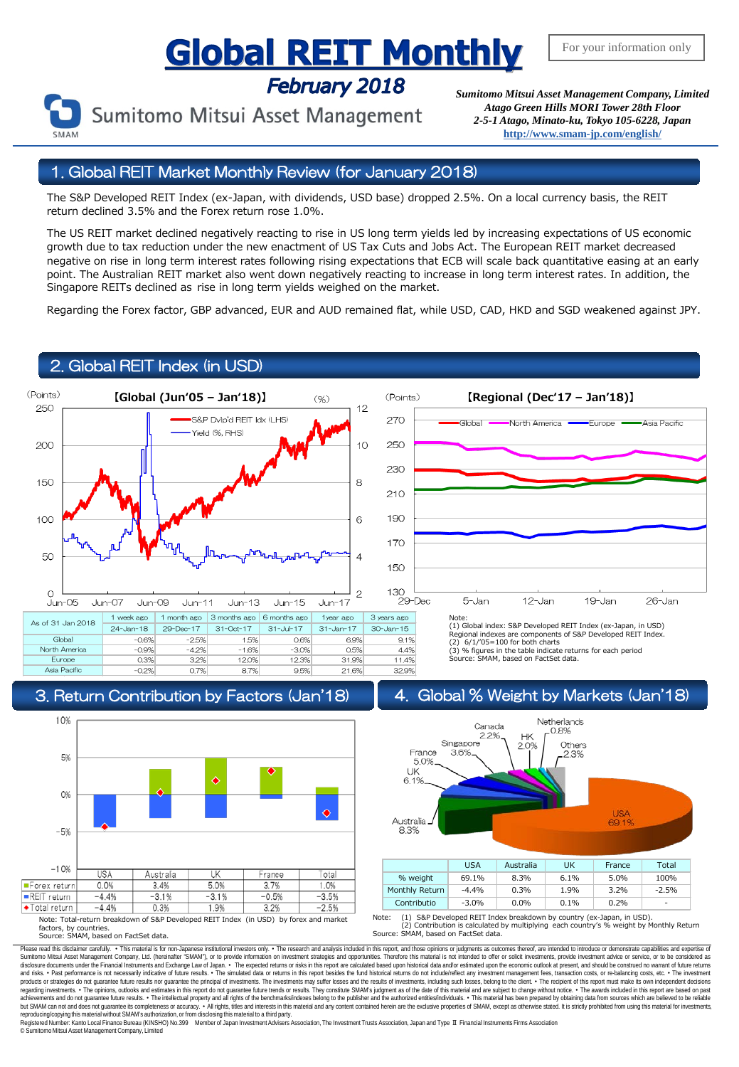# Global REIT Monthly

## February 2018

For your information only

Sumitomo Mitsui Asset Management

SMAM

*Sumitomo Mitsui Asset Management Company, Limited*
*Atago Green Hills MORI Tower 28th Floor*
*2-5-1 Atago, Minato-ku, Tokyo 105-6228, Japan*
http://www.smam-jp.com/english/

## 1. Global REIT Market Monthly Review (for January 2018)

The S&P Developed REIT Index (ex-Japan, with dividends, USD base) dropped 2.5%. On a local currency basis, the REIT return declined 3.5% and the Forex return rose 1.0%.

The US REIT market declined negatively reacting to rise in US long term yields led by increasing expectations of US economic growth due to tax reduction under the new enactment of US Tax Cuts and Jobs Act. The European REIT market decreased negative on rise in long term interest rates following rising expectations that ECB will scale back quantitative easing at an early point. The Australian REIT market also went down negatively reacting to increase in long term interest rates. In addition, the Singapore REITs declined as rise in long term yields weighed on the market.

Regarding the Forex factor, GBP advanced, EUR and AUD remained flat, while USD, CAD, HKD and SGD weakened against JPY.

## 2. Global REIT Index (in USD)

(Points)
【Global (Jun'05 – Jan'18)】
(%)
S&P Dvlp'd REIT Idx (LHS)
Yield (%, RHS)
250
200
150
100
50
0
12
10
8
6
4
2
Jun-05 Jun-07 Jun-09 Jun-11 Jun-13 Jun-15 Jun-17

(Points)
【Regional (Dec'17 – Jan'18)】
Global North America Europe Asia Pacific
270
250
230
210
190
170
150
130
29-Dec 5-Jan 12-Jan 19-Jan 26-Jan

| As of 31 Jan 2018 | 1 week ago | 1 month ago | 3 months ago | 6 months ago | 1year ago | 3 years ago |
|---|---|---|---|---|---|---|
| | 24-Jan-18 | 29-Dec-17 | 31-Oct-17 | 31-Jul-17 | 31-Jan-17 | 30-Jan-15 |
| Global | -0.6% | -2.5% | 1.5% | 0.6% | 6.9% | 9.1% |
| North America | -0.9% | -4.2% | -1.6% | -3.0% | 0.5% | 4.4% |
| Europe | 0.3% | 3.2% | 12.0% | 12.3% | 31.9% | 11.4% |
| Asia Pacific | -0.2% | 0.7% | 8.7% | 9.5% | 21.6% | 32.9% |

Note:
(1) Global index: S&P Developed REIT Index (ex-Japan, in USD)
Regional indexes are components of S&P Developed REIT Index.
(2) 6/1/'05=100 for both charts
(3) % figures in the table indicate returns for each period
Source: SMAM, based on FactSet data.

## 3. Return Contribution by Factors (Jan'18)

10%
5%
0%
-5%
-10%

| | USA | Australia | UK | France | Total |
|---|---|---|---|---|---|
| Forex return | 0.0% | 3.4% | 5.0% | 3.7% | 1.0% |
| REIT return | -4.4% | -3.1% | -3.1% | -0.5% | -3.5% |
| Total return | -4.4% | 0.3% | 1.9% | 3.2% | -2.5% |

Note: Total-return breakdown of S&P Developed REIT Index (in USD) by forex and market factors, by countries.
Source: SMAM, based on FactSet data.

## 4. Global % Weight by Markets (Jan'18)

Canada 2.2%
Netherlands 0.8%
HK 2.0%
Singapore 3.6%
Others 2.3%
France 5.0%
UK 6.1%
Australia 8.3%
USA 69.1%

| | USA | Australia | UK | France | Total |
|---|---|---|---|---|---|
| % weight | 69.1% | 8.3% | 6.1% | 5.0% | 100% |
| Monthly Return | -4.4% | 0.3% | 1.9% | 3.2% | -2.5% |
| Contributio | -3.0% | 0.0% | 0.1% | 0.2% | - |

Note: (1) S&P Developed REIT Index breakdown by country (ex-Japan, in USD).
(2) Contribution is calculated by multiplying each country's % weight by Monthly Return
Source: SMAM, based on FactSet data.

Please read this disclaimer carefully. • This material is for non-Japanese institutional investors only. • The research and analysis included in this report, and those opinions or judgments as outcomes thereof, are intended to introduce or demonstrate capabilities and expertise of Sumitomo Mitsui Asset Management Company, Ltd. (hereinafter "SMAM"), or to provide information on investment strategies and opportunities. Therefore this material is not intended to offer or solicit investments, provide investment advice or service, or to be considered as disclosure documents under the Financial Instruments and Exchange Law of Japan. • The expected returns or risks in this report are calculated based upon historical data and/or estimated upon the economic outlook at present, and should be construed no warrant of future returns and risks. • Past performance is not necessarily indicative of future results. • The simulated data or returns in this report besides the fund historical returns do not include/reflect any investment management fees, transaction costs, or re-balancing costs, etc. • The investment products or strategies do not guarantee future results nor guarantee the principal of investments. The investments may suffer losses and the results of investments, including such losses, belong to the client. • The recipient of this report must make its own independent decisions regarding investments. • The opinions, outlooks and estimates in this report do not guarantee future trends or results. They constitute SMAM's judgment as of the date of this material and are subject to change without notice. • The awards included in this report are based on past achievements and do not guarantee future results. • The intellectual property and all rights of the benchmarks/indexes belong to the publisher and the authorized entities/individuals. • This material has been prepared by obtaining data from sources which are believed to be reliable but SMAM can not and does not guarantee its completeness or accuracy. • All rights, titles and interests in this material and any content contained herein are the exclusive properties of SMAM, except as otherwise stated. It is strictly prohibited from using this material for investments, reproducing/copying this material without SMAM's authorization, or from disclosing this material to a third party.
Registered Number: Kanto Local Finance Bureau (KINSHO) No.399 Member of Japan Investment Advisers Association, The Investment Trusts Association, Japan and Type II Financial Instruments Firms Association
© Sumitomo Mitsui Asset Management Company, Limited